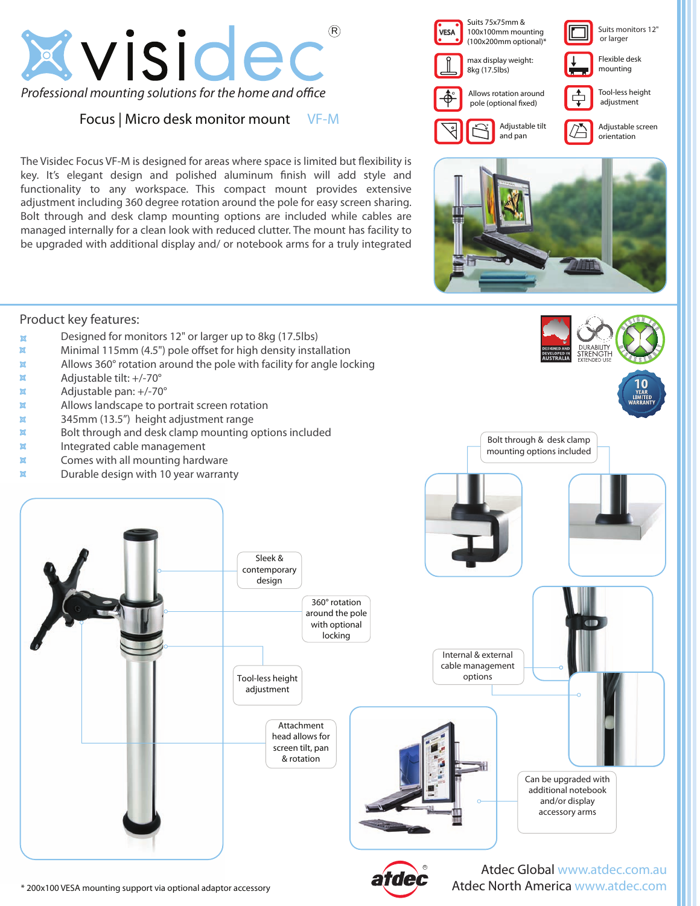# visidec®

*Professional mounting solutions for the home and office*

## Focus | Micro desk monitor mount VF-M

- Suits 75x75mm & 100x100mm mounting (100x200mm optional)*
- Suits monitors 12" or larger
- max display weight: 8kg (17.5lbs)
- Flexible desk mounting
- Allows rotation around pole (optional fixed)
- Tool-less height adjustment
- Adjustable tilt and pan
- Adjustable screen orientation

The Visidec Focus VF-M is designed for areas where space is limited but flexibility is key. It's elegant design and polished aluminum finish will add style and functionality to any workspace. This compact mount provides extensive adjustment including 360 degree rotation around the pole for easy screen sharing. Bolt through and desk clamp mounting options are included while cables are managed internally for a clean look with reduced clutter. The mount has facility to be upgraded with additional display and/ or notebook arms for a truly integrated

## Product key features:

- Designed for monitors 12" or larger up to 8kg (17.5lbs)
- Minimal 115mm (4.5") pole offset for high density installation
- Allows 360° rotation around the pole with facility for angle locking
- Adjustable tilt: +/-70°
- Adjustable pan: +/-70°
- Allows landscape to portrait screen rotation
- 345mm (13.5") height adjustment range
- Bolt through and desk clamp mounting options included
- Integrated cable management
- Comes with all mounting hardware
- Durable design with 10 year warranty

Designed and developed in Australia | Durability Strength Extended Use | 10 Year Limited Warranty

Sleek & contemporary design

360° rotation around the pole with optional locking

Tool-less height adjustment

Attachment head allows for screen tilt, pan & rotation

Bolt through & desk clamp mounting options included

Internal & external cable management options

Can be upgraded with additional notebook and/or display accessory arms

atdec®

Atdec Global www.atdec.com.au

Atdec North America www.atdec.com

\* 200x100 VESA mounting support via optional adaptor accessory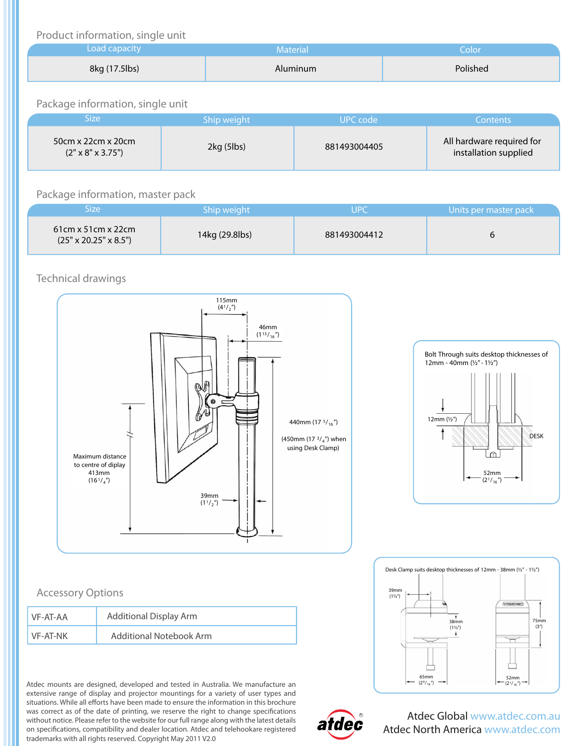## Product information, single unit

| Load capacity | Material | Color |
|---|---|---|
| 8kg (17.5lbs) | Aluminum | Polished |

## Package information, single unit

| Size | Ship weight | UPC code | Contents |
|---|---|---|---|
| 50cm x 22cm x 20cm (2" x 8" x 3.75") | 2kg (5lbs) | 881493004405 | All hardware required for installation supplied |

## Package information, master pack

| Size | Ship weight | UPC | Units per master pack |
|---|---|---|---|
| 61cm x 51cm x 22cm (25" x 20.25" x 8.5") | 14kg (29.8lbs) | 881493004412 | 6 |

## Technical drawings

115mm (4 1/2")

46mm (1 13/16")

440mm (17 5/16")

(450mm (17 3/4") when using Desk Clamp)

Maximum distance to centre of diplay 413mm (16 1/4")

39mm (1 1/2")

Bolt Through suits desktop thicknesses of 12mm - 40mm (½" - 1½")

12mm (½")

DESK

52mm (2 1/16")

Desk Clamp suits desktop thicknesses of 12mm - 38mm (½" - 1½")

39mm (1½")

38mm (1½")

75mm (3")

65mm (2 9/16")

52mm (2 1/16")

## Accessory Options

| | |
|---|---|
| VF-AT-AA | Additional Display Arm |
| VF-AT-NK | Additional Notebook Arm |

Atdec mounts are designed, developed and tested in Australia. We manufacture an extensive range of display and projector mountings for a variety of user types and situations. While all efforts have been made to ensure the information in this brochure was correct as of the date of printing, we reserve the right to change specifications without notice. Please refer to the website for our full range along with the latest details on specifications, compatibility and dealer location. Atdec and telehookare registered trademarks with all rights reserved. Copyright May 2011 V2.0

atdec®

Atdec Global www.atdec.com.au

Atdec North America www.atdec.com